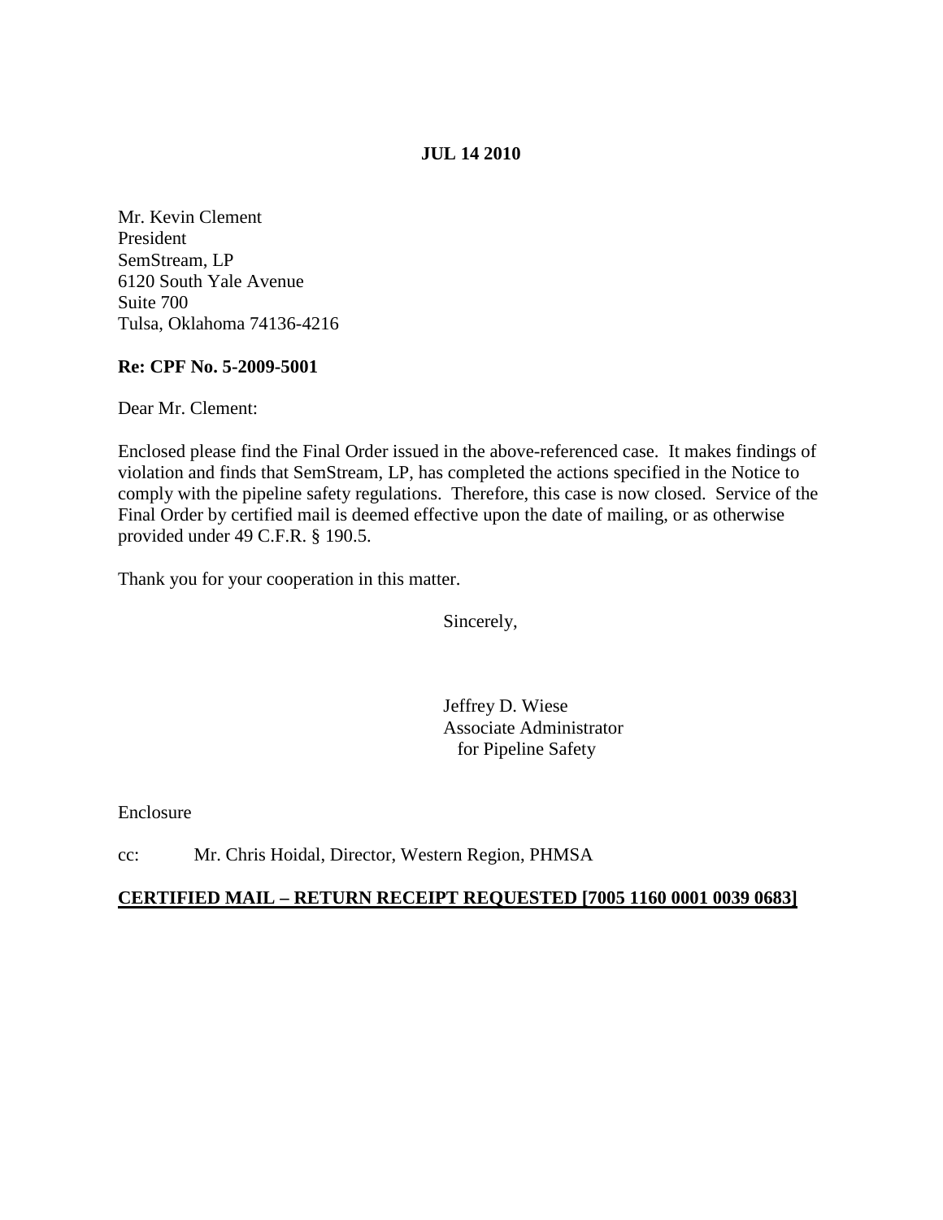**JUL 14 2010**

Mr. Kevin Clement
President
SemStream, LP
6120 South Yale Avenue
Suite 700
Tulsa, Oklahoma 74136-4216

**Re: CPF No. 5-2009-5001**

Dear Mr. Clement:

Enclosed please find the Final Order issued in the above-referenced case. It makes findings of violation and finds that SemStream, LP, has completed the actions specified in the Notice to comply with the pipeline safety regulations. Therefore, this case is now closed. Service of the Final Order by certified mail is deemed effective upon the date of mailing, or as otherwise provided under 49 C.F.R. § 190.5.

Thank you for your cooperation in this matter.

Sincerely,

Jeffrey D. Wiese
Associate Administrator
for Pipeline Safety

Enclosure

cc: Mr. Chris Hoidal, Director, Western Region, PHMSA

**CERTIFIED MAIL – RETURN RECEIPT REQUESTED [7005 1160 0001 0039 0683]**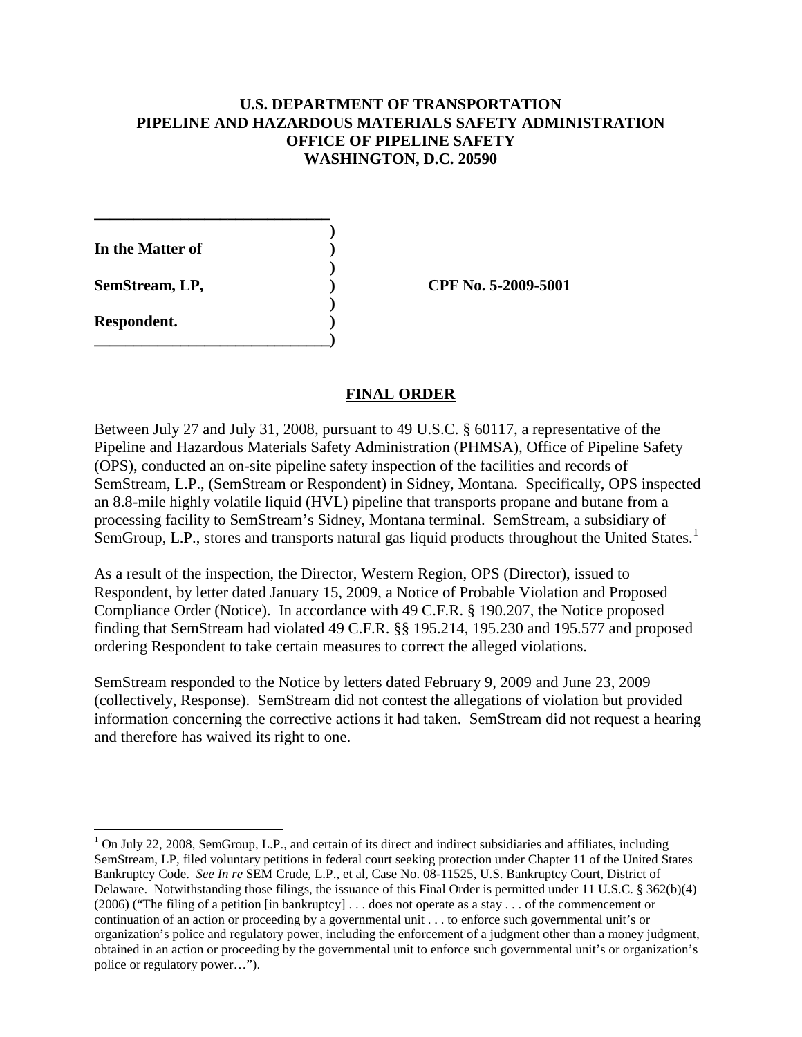**U.S. DEPARTMENT OF TRANSPORTATION**
**PIPELINE AND HAZARDOUS MATERIALS SAFETY ADMINISTRATION**
**OFFICE OF PIPELINE SAFETY**
**WASHINGTON, D.C. 20590**

| | | |
|---|---|---|
| **In the Matter of** | **)** | |
| | **)** | |
| **SemStream, LP,** | **)** | **CPF No. 5-2009-5001** |
| | **)** | |
| **Respondent.** | **)** | |

## FINAL ORDER

Between July 27 and July 31, 2008, pursuant to 49 U.S.C. § 60117, a representative of the Pipeline and Hazardous Materials Safety Administration (PHMSA), Office of Pipeline Safety (OPS), conducted an on-site pipeline safety inspection of the facilities and records of SemStream, L.P., (SemStream or Respondent) in Sidney, Montana. Specifically, OPS inspected an 8.8-mile highly volatile liquid (HVL) pipeline that transports propane and butane from a processing facility to SemStream's Sidney, Montana terminal. SemStream, a subsidiary of SemGroup, L.P., stores and transports natural gas liquid products throughout the United States.[1]

As a result of the inspection, the Director, Western Region, OPS (Director), issued to Respondent, by letter dated January 15, 2009, a Notice of Probable Violation and Proposed Compliance Order (Notice). In accordance with 49 C.F.R. § 190.207, the Notice proposed finding that SemStream had violated 49 C.F.R. §§ 195.214, 195.230 and 195.577 and proposed ordering Respondent to take certain measures to correct the alleged violations.

SemStream responded to the Notice by letters dated February 9, 2009 and June 23, 2009 (collectively, Response). SemStream did not contest the allegations of violation but provided information concerning the corrective actions it had taken. SemStream did not request a hearing and therefore has waived its right to one.

[1] On July 22, 2008, SemGroup, L.P., and certain of its direct and indirect subsidiaries and affiliates, including SemStream, LP, filed voluntary petitions in federal court seeking protection under Chapter 11 of the United States Bankruptcy Code. *See In re* SEM Crude, L.P., et al, Case No. 08-11525, U.S. Bankruptcy Court, District of Delaware. Notwithstanding those filings, the issuance of this Final Order is permitted under 11 U.S.C. § 362(b)(4) (2006) ("The filing of a petition [in bankruptcy] . . . does not operate as a stay . . . of the commencement or continuation of an action or proceeding by a governmental unit . . . to enforce such governmental unit's or organization's police and regulatory power, including the enforcement of a judgment other than a money judgment, obtained in an action or proceeding by the governmental unit to enforce such governmental unit's or organization's police or regulatory power…").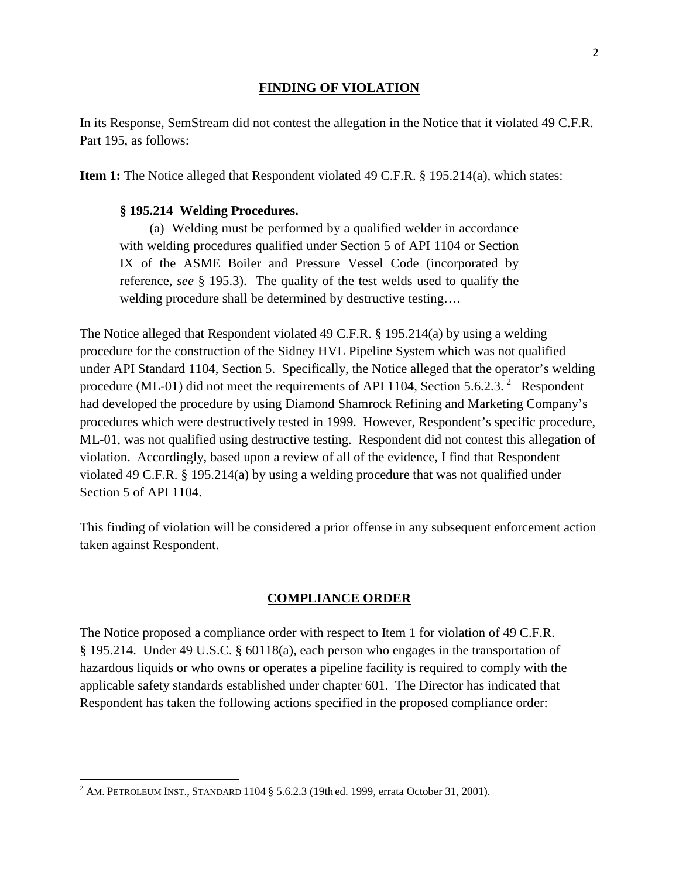## FINDING OF VIOLATION

In its Response, SemStream did not contest the allegation in the Notice that it violated 49 C.F.R. Part 195, as follows:

**Item 1:** The Notice alleged that Respondent violated 49 C.F.R. § 195.214(a), which states:

> **§ 195.214 Welding Procedures.**
>
> (a) Welding must be performed by a qualified welder in accordance with welding procedures qualified under Section 5 of API 1104 or Section IX of the ASME Boiler and Pressure Vessel Code (incorporated by reference, *see* § 195.3). The quality of the test welds used to qualify the welding procedure shall be determined by destructive testing….

The Notice alleged that Respondent violated 49 C.F.R. § 195.214(a) by using a welding procedure for the construction of the Sidney HVL Pipeline System which was not qualified under API Standard 1104, Section 5. Specifically, the Notice alleged that the operator's welding procedure (ML-01) did not meet the requirements of API 1104, Section 5.6.2.3. [2] Respondent had developed the procedure by using Diamond Shamrock Refining and Marketing Company's procedures which were destructively tested in 1999. However, Respondent's specific procedure, ML-01, was not qualified using destructive testing. Respondent did not contest this allegation of violation. Accordingly, based upon a review of all of the evidence, I find that Respondent violated 49 C.F.R. § 195.214(a) by using a welding procedure that was not qualified under Section 5 of API 1104.

This finding of violation will be considered a prior offense in any subsequent enforcement action taken against Respondent.

## COMPLIANCE ORDER

The Notice proposed a compliance order with respect to Item 1 for violation of 49 C.F.R. § 195.214. Under 49 U.S.C. § 60118(a), each person who engages in the transportation of hazardous liquids or who owns or operates a pipeline facility is required to comply with the applicable safety standards established under chapter 601. The Director has indicated that Respondent has taken the following actions specified in the proposed compliance order:

---

[2] AM. PETROLEUM INST., STANDARD 1104 § 5.6.2.3 (19th ed. 1999, errata October 31, 2001).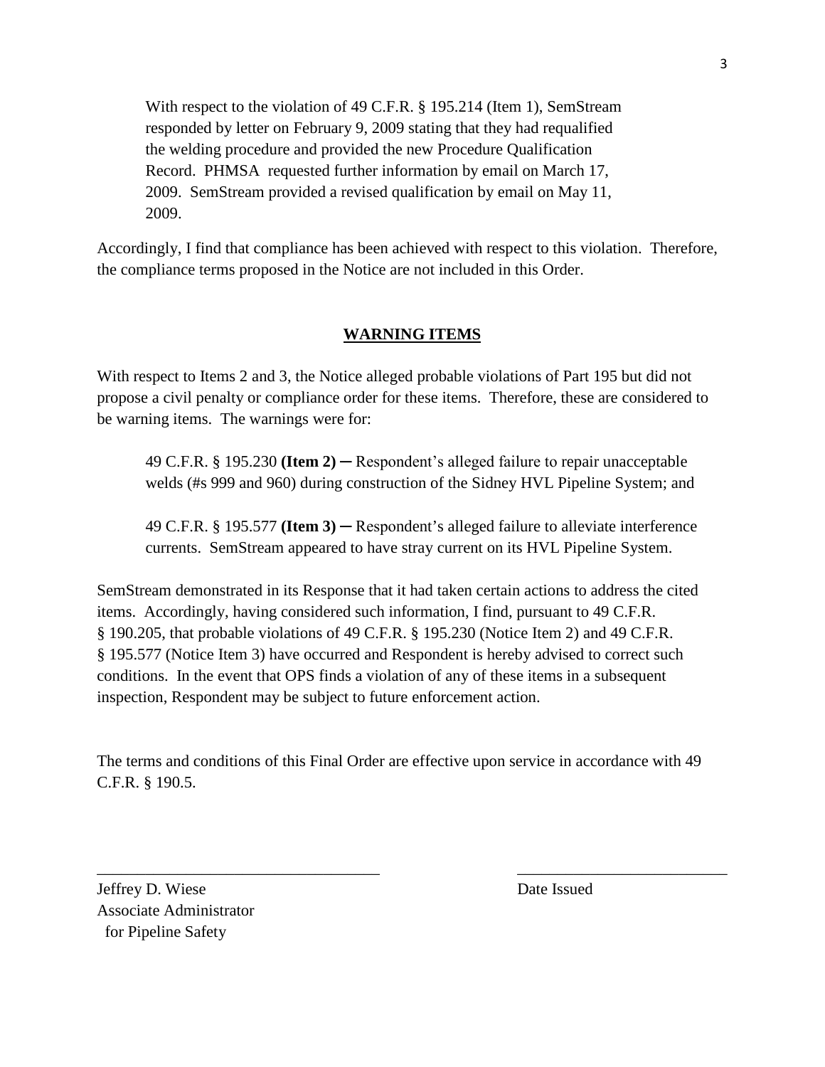With respect to the violation of 49 C.F.R. § 195.214 (Item 1), SemStream responded by letter on February 9, 2009 stating that they had requalified the welding procedure and provided the new Procedure Qualification Record. PHMSA requested further information by email on March 17, 2009. SemStream provided a revised qualification by email on May 11, 2009.

Accordingly, I find that compliance has been achieved with respect to this violation. Therefore, the compliance terms proposed in the Notice are not included in this Order.

## WARNING ITEMS

With respect to Items 2 and 3, the Notice alleged probable violations of Part 195 but did not propose a civil penalty or compliance order for these items. Therefore, these are considered to be warning items. The warnings were for:

49 C.F.R. § 195.230 **(Item 2)** ─ Respondent's alleged failure to repair unacceptable welds (#s 999 and 960) during construction of the Sidney HVL Pipeline System; and

49 C.F.R. § 195.577 **(Item 3)** ─ Respondent's alleged failure to alleviate interference currents. SemStream appeared to have stray current on its HVL Pipeline System.

SemStream demonstrated in its Response that it had taken certain actions to address the cited items. Accordingly, having considered such information, I find, pursuant to 49 C.F.R. § 190.205, that probable violations of 49 C.F.R. § 195.230 (Notice Item 2) and 49 C.F.R. § 195.577 (Notice Item 3) have occurred and Respondent is hereby advised to correct such conditions. In the event that OPS finds a violation of any of these items in a subsequent inspection, Respondent may be subject to future enforcement action.

The terms and conditions of this Final Order are effective upon service in accordance with 49 C.F.R. § 190.5.

\_\_\_\_\_\_\_\_\_\_\_\_\_\_\_\_\_\_\_\_\_\_\_\_\_\_\_\_\_\_\_\_\_\_ \_\_\_\_\_\_\_\_\_\_\_\_\_\_\_\_\_\_\_\_\_\_\_\_\_

Jeffrey D. Wiese
Associate Administrator
for Pipeline Safety

Date Issued